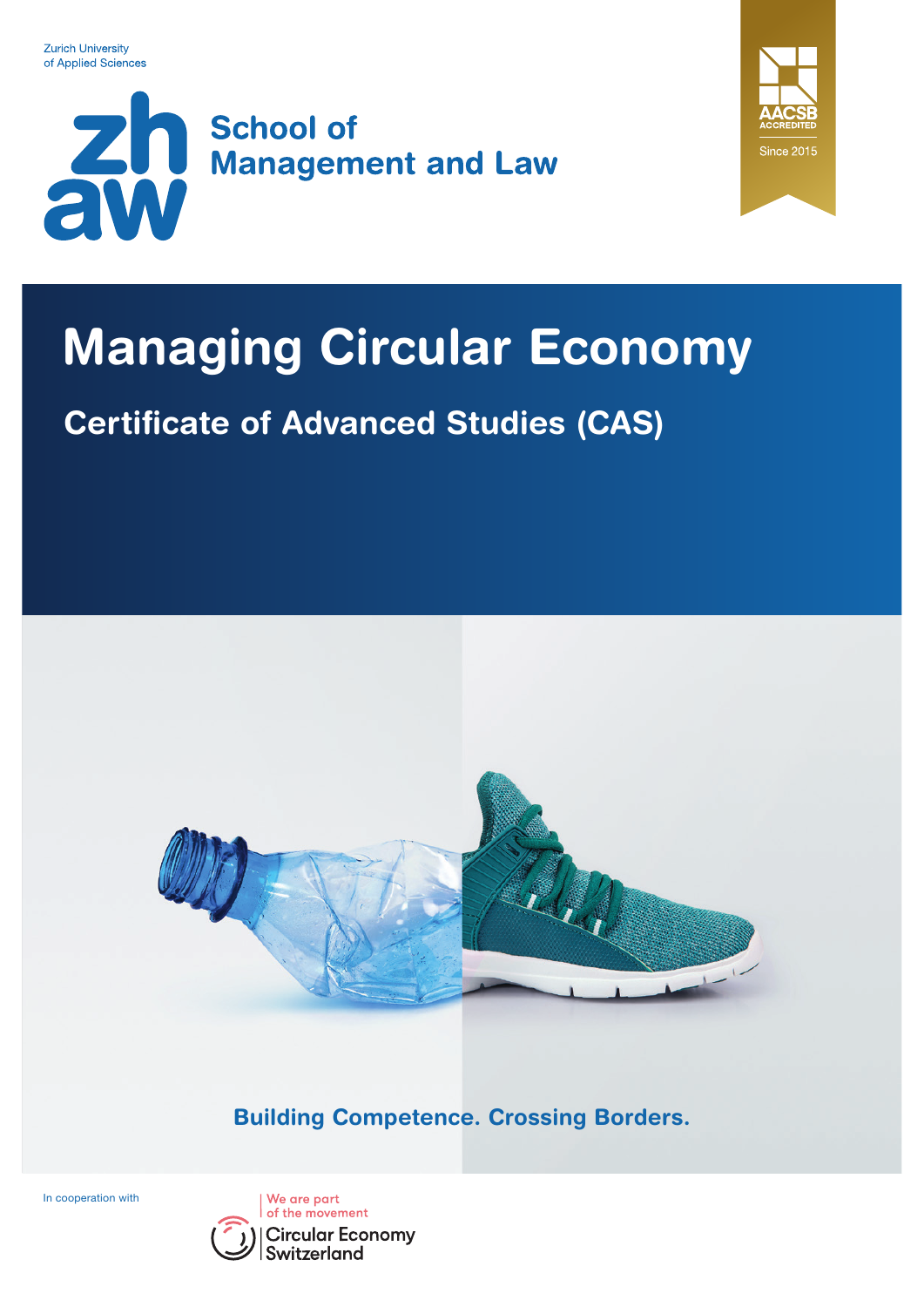Zurich University
of Applied Sciences

zh
aw

School of
Management and Law

AACSB
ACCREDITED
Since 2015

# Managing Circular Economy

## Certificate of Advanced Studies (CAS)

**Building Competence. Crossing Borders.**

In cooperation with

We are part
of the movement
Circular Economy
Switzerland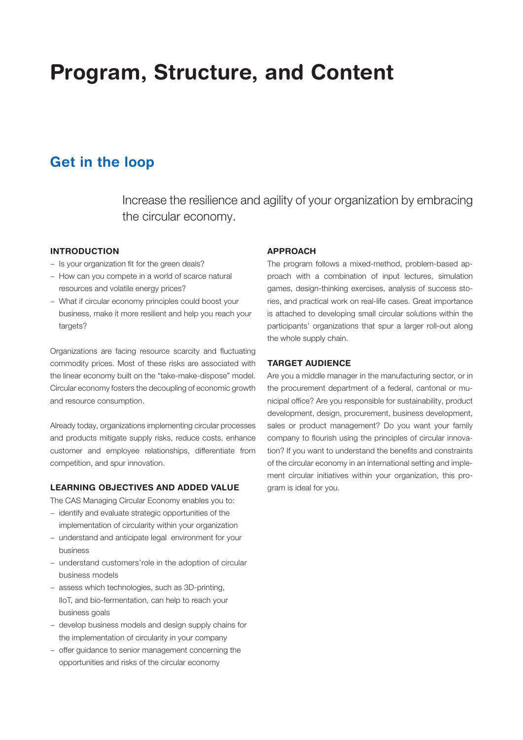# Program, Structure, and Content

## Get in the loop

Increase the resilience and agility of your organization by embracing the circular economy.

### INTRODUCTION

- Is your organization fit for the green deals?
- How can you compete in a world of scarce natural resources and volatile energy prices?
- What if circular economy principles could boost your business, make it more resilient and help you reach your targets?

Organizations are facing resource scarcity and fluctuating commodity prices. Most of these risks are associated with the linear economy built on the "take-make-dispose" model. Circular economy fosters the decoupling of economic growth and resource consumption.

Already today, organizations implementing circular processes and products mitigate supply risks, reduce costs, enhance customer and employee relationships, differentiate from competition, and spur innovation.

### LEARNING OBJECTIVES AND ADDED VALUE

The CAS Managing Circular Economy enables you to:

- identify and evaluate strategic opportunities of the implementation of circularity within your organization
- understand and anticipate legal environment for your business
- understand customers' role in the adoption of circular business models
- assess which technologies, such as 3D-printing, IIoT, and bio-fermentation, can help to reach your business goals
- develop business models and design supply chains for the implementation of circularity in your company
- offer guidance to senior management concerning the opportunities and risks of the circular economy

### APPROACH

The program follows a mixed-method, problem-based approach with a combination of input lectures, simulation games, design-thinking exercises, analysis of success stories, and practical work on real-life cases. Great importance is attached to developing small circular solutions within the participants' organizations that spur a larger roll-out along the whole supply chain.

### TARGET AUDIENCE

Are you a middle manager in the manufacturing sector, or in the procurement department of a federal, cantonal or municipal office? Are you responsible for sustainability, product development, design, procurement, business development, sales or product management? Do you want your family company to flourish using the principles of circular innovation? If you want to understand the benefits and constraints of the circular economy in an international setting and implement circular initiatives within your organization, this program is ideal for you.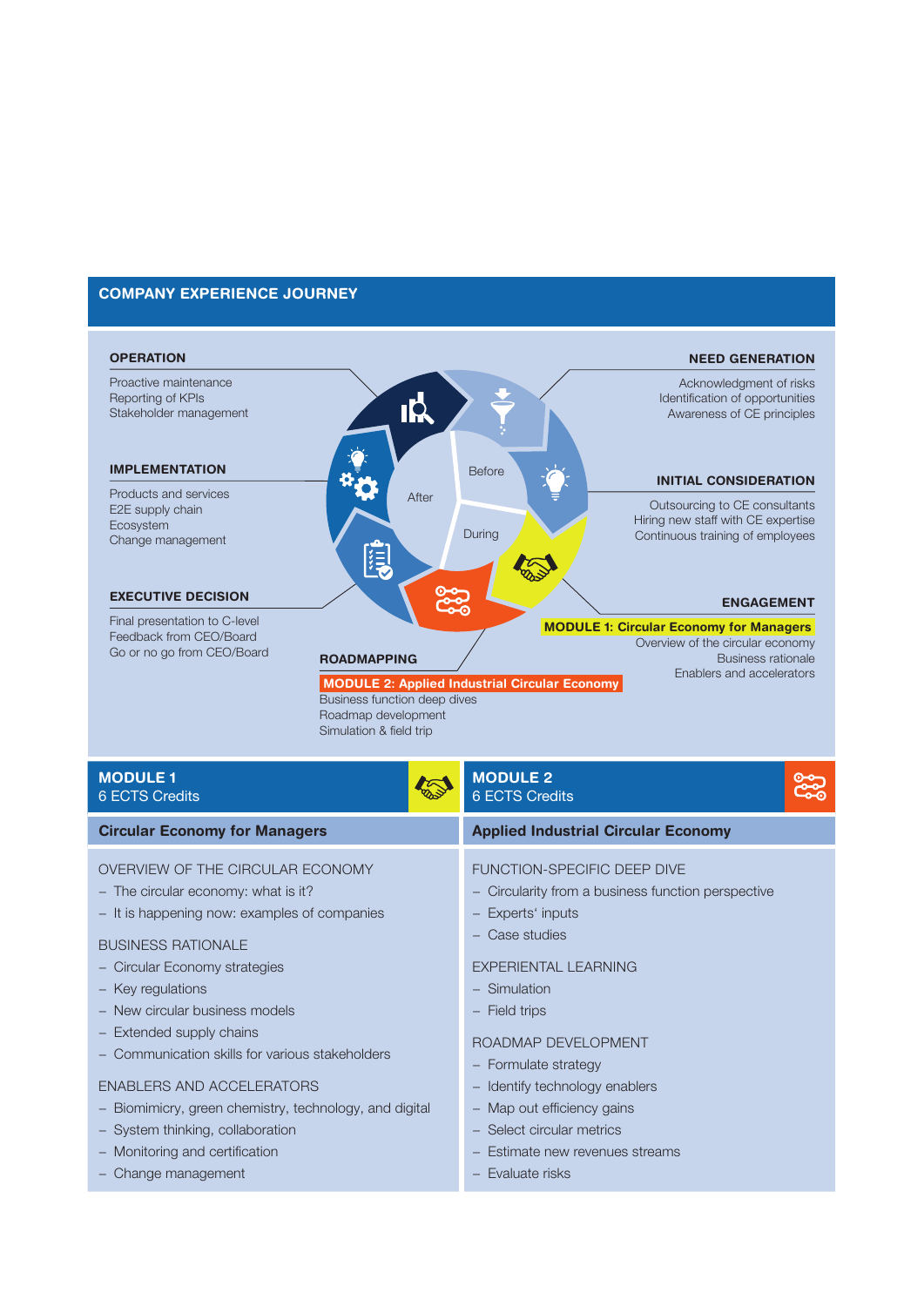## COMPANY EXPERIENCE JOURNEY

### OPERATION

Proactive maintenance
Reporting of KPIs
Stakeholder management

### NEED GENERATION

Acknowledgment of risks
Identification of opportunities
Awareness of CE principles

### IMPLEMENTATION

Products and services
E2E supply chain
Ecosystem
Change management

### INITIAL CONSIDERATION

Outsourcing to CE consultants
Hiring new staff with CE expertise
Continuous training of employees

Before

After

During

### EXECUTIVE DECISION

Final presentation to C-level
Feedback from CEO/Board
Go or no go from CEO/Board

### ENGAGEMENT

**MODULE 1: Circular Economy for Managers**

Overview of the circular economy
Business rationale
Enablers and accelerators

### ROADMAPPING

**MODULE 2: Applied Industrial Circular Economy**

Business function deep dives
Roadmap development
Simulation & field trip

## MODULE 1
6 ECTS Credits

### Circular Economy for Managers

OVERVIEW OF THE CIRCULAR ECONOMY

- The circular economy: what is it?
- It is happening now: examples of companies

BUSINESS RATIONALE

- Circular Economy strategies
- Key regulations
- New circular business models
- Extended supply chains
- Communication skills for various stakeholders

ENABLERS AND ACCELERATORS

- Biomimicry, green chemistry, technology, and digital
- System thinking, collaboration
- Monitoring and certification
- Change management

## MODULE 2
6 ECTS Credits

### Applied Industrial Circular Economy

FUNCTION-SPECIFIC DEEP DIVE

- Circularity from a business function perspective
- Experts' inputs
- Case studies

EXPERIENTAL LEARNING

- Simulation
- Field trips

ROADMAP DEVELOPMENT

- Formulate strategy
- Identify technology enablers
- Map out efficiency gains
- Select circular metrics
- Estimate new revenues streams
- Evaluate risks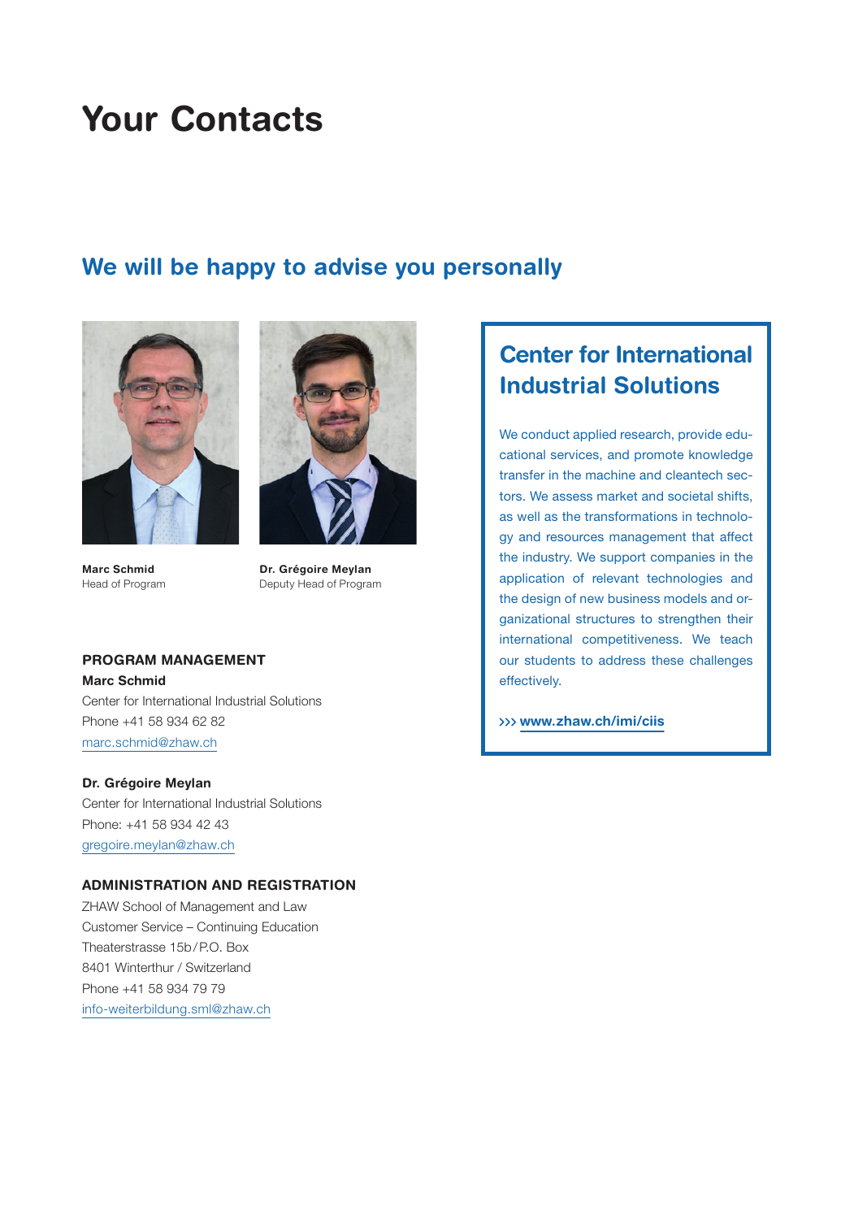# Your Contacts

## We will be happy to advise you personally

**Marc Schmid**
Head of Program

**Dr. Grégoire Meylan**
Deputy Head of Program

**PROGRAM MANAGEMENT**

**Marc Schmid**
Center for International Industrial Solutions
Phone +41 58 934 62 82
marc.schmid@zhaw.ch

**Dr. Grégoire Meylan**
Center for International Industrial Solutions
Phone: +41 58 934 42 43
gregoire.meylan@zhaw.ch

**ADMINISTRATION AND REGISTRATION**

ZHAW School of Management and Law
Customer Service – Continuing Education
Theaterstrasse 15b / P.O. Box
8401 Winterthur / Switzerland
Phone +41 58 934 79 79
info-weiterbildung.sml@zhaw.ch

## Center for International Industrial Solutions

We conduct applied research, provide educational services, and promote knowledge transfer in the machine and cleantech sectors. We assess market and societal shifts, as well as the transformations in technology and resources management that affect the industry. We support companies in the application of relevant technologies and the design of new business models and organizational structures to strengthen their international competitiveness. We teach our students to address these challenges effectively.

››› **www.zhaw.ch/imi/ciis**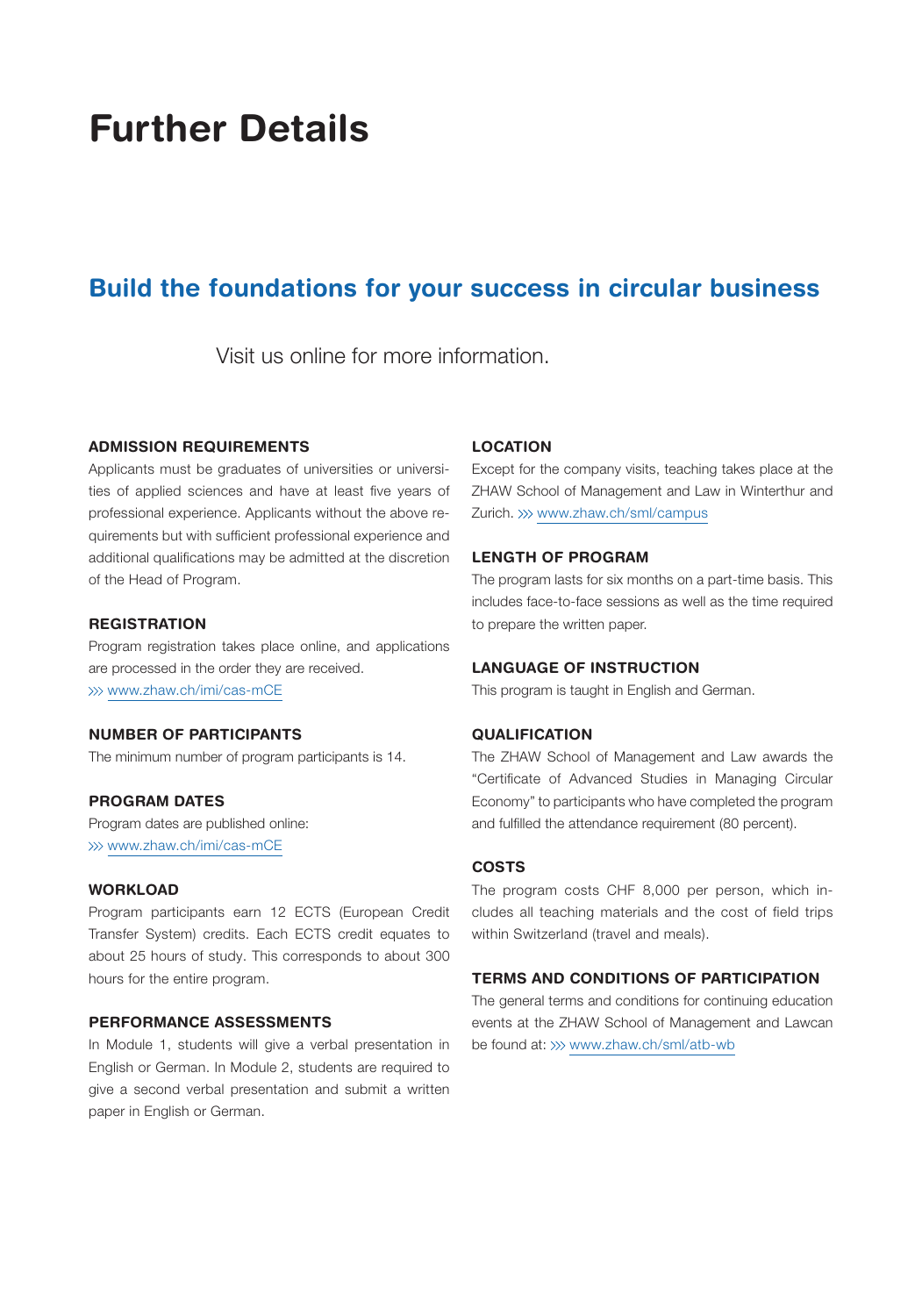# Further Details

## Build the foundations for your success in circular business

Visit us online for more information.

### ADMISSION REQUIREMENTS

Applicants must be graduates of universities or universities of applied sciences and have at least five years of professional experience. Applicants without the above requirements but with sufficient professional experience and additional qualifications may be admitted at the discretion of the Head of Program.

### REGISTRATION

Program registration takes place online, and applications are processed in the order they are received.
››› www.zhaw.ch/imi/cas-mCE

### NUMBER OF PARTICIPANTS

The minimum number of program participants is 14.

### PROGRAM DATES

Program dates are published online:
››› www.zhaw.ch/imi/cas-mCE

### WORKLOAD

Program participants earn 12 ECTS (European Credit Transfer System) credits. Each ECTS credit equates to about 25 hours of study. This corresponds to about 300 hours for the entire program.

### PERFORMANCE ASSESSMENTS

In Module 1, students will give a verbal presentation in English or German. In Module 2, students are required to give a second verbal presentation and submit a written paper in English or German.

### LOCATION

Except for the company visits, teaching takes place at the ZHAW School of Management and Law in Winterthur and Zurich. ››› www.zhaw.ch/sml/campus

### LENGTH OF PROGRAM

The program lasts for six months on a part-time basis. This includes face-to-face sessions as well as the time required to prepare the written paper.

### LANGUAGE OF INSTRUCTION

This program is taught in English and German.

### QUALIFICATION

The ZHAW School of Management and Law awards the "Certificate of Advanced Studies in Managing Circular Economy" to participants who have completed the program and fulfilled the attendance requirement (80 percent).

### COSTS

The program costs CHF 8,000 per person, which includes all teaching materials and the cost of field trips within Switzerland (travel and meals).

### TERMS AND CONDITIONS OF PARTICIPATION

The general terms and conditions for continuing education events at the ZHAW School of Management and Lawcan be found at: ››› www.zhaw.ch/sml/atb-wb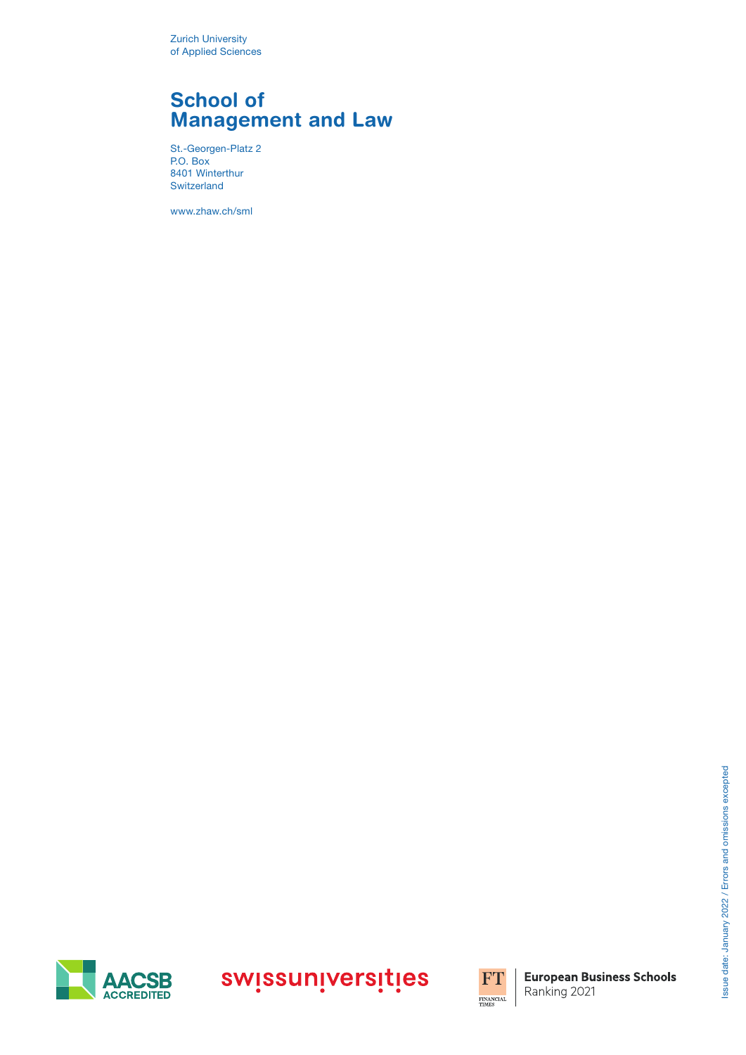Zurich University
of Applied Sciences

# School of Management and Law

St.-Georgen-Platz 2
P.O. Box
8401 Winterthur
Switzerland

www.zhaw.ch/sml

AACSB ACCREDITED

swissuniversities

FT FINANCIAL TIMES | European Business Schools Ranking 2021

Issue date: January 2022 / Errors and omissions excepted